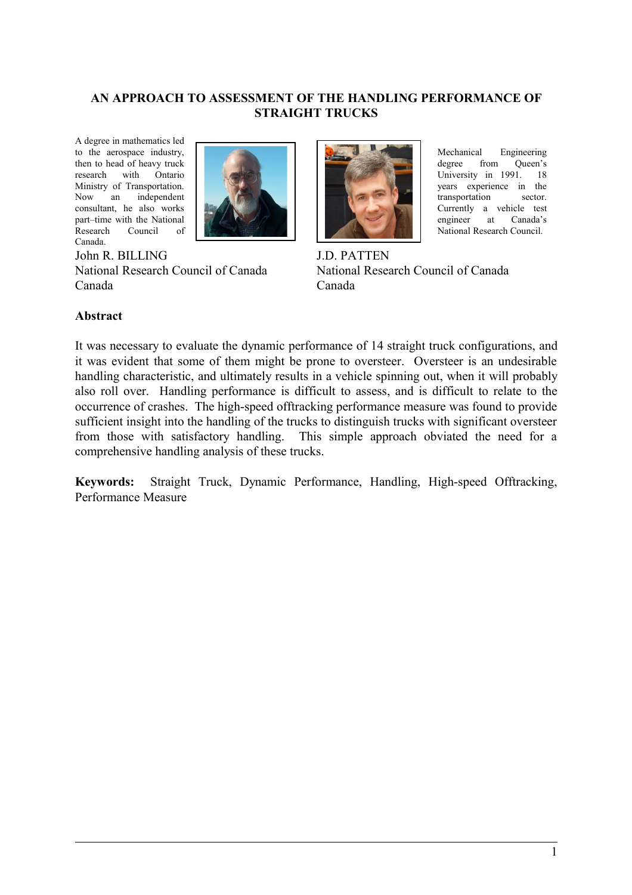# AN APPROACH TO ASSESSMENT OF THE HANDLING PERFORMANCE OF STRAIGHT TRUCKS

A degree in mathematics led to the aerospace industry, then to head of heavy truck research with Ontario Ministry of Transportation. Now an independent consultant, he also works part–time with the National Research Council of Canada.

John R. BILLING
National Research Council of Canada
Canada

Mechanical Engineering degree from Queen's University in 1991. 18 years experience in the transportation sector. Currently a vehicle test engineer at Canada's National Research Council.

J.D. PATTEN
National Research Council of Canada
Canada

## Abstract

It was necessary to evaluate the dynamic performance of 14 straight truck configurations, and it was evident that some of them might be prone to oversteer. Oversteer is an undesirable handling characteristic, and ultimately results in a vehicle spinning out, when it will probably also roll over. Handling performance is difficult to assess, and is difficult to relate to the occurrence of crashes. The high-speed offtracking performance measure was found to provide sufficient insight into the handling of the trucks to distinguish trucks with significant oversteer from those with satisfactory handling. This simple approach obviated the need for a comprehensive handling analysis of these trucks.

**Keywords:** Straight Truck, Dynamic Performance, Handling, High-speed Offtracking, Performance Measure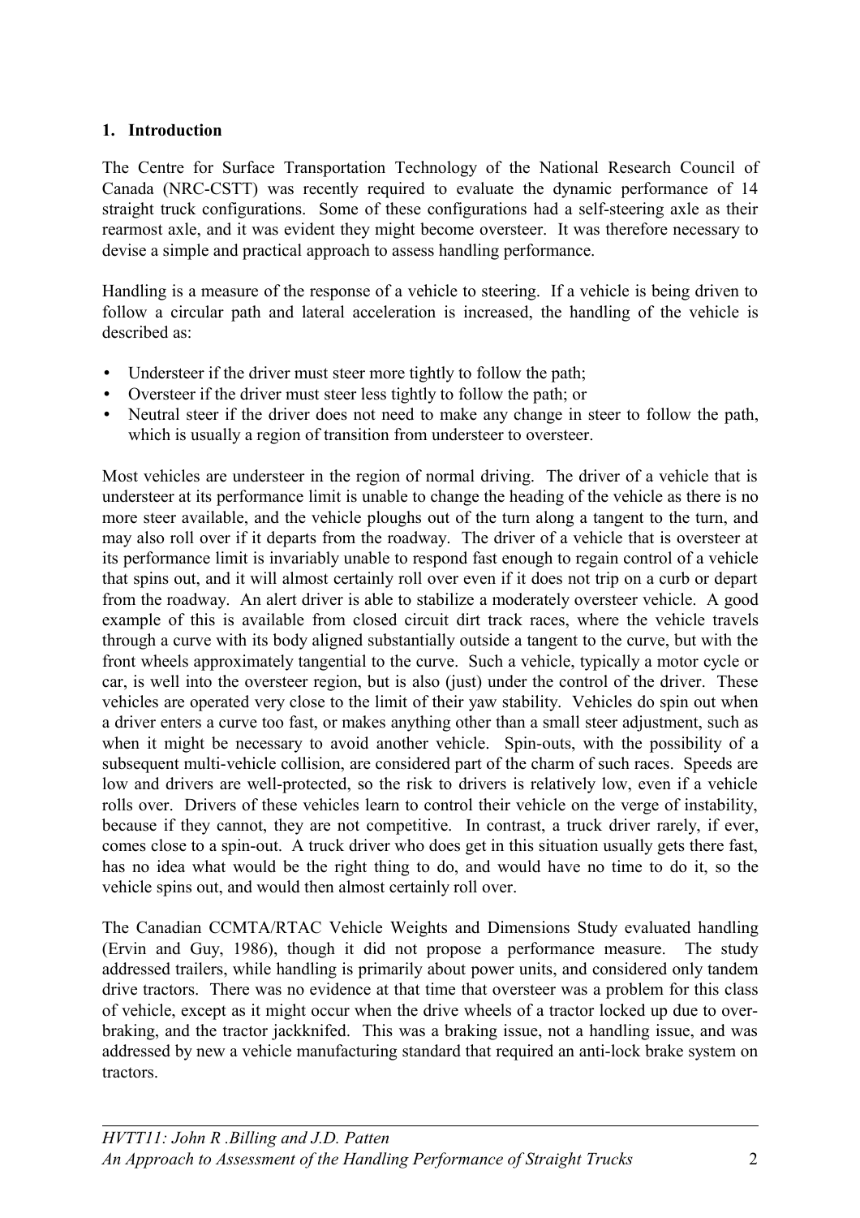## 1. Introduction

The Centre for Surface Transportation Technology of the National Research Council of Canada (NRC-CSTT) was recently required to evaluate the dynamic performance of 14 straight truck configurations. Some of these configurations had a self-steering axle as their rearmost axle, and it was evident they might become oversteer. It was therefore necessary to devise a simple and practical approach to assess handling performance.

Handling is a measure of the response of a vehicle to steering. If a vehicle is being driven to follow a circular path and lateral acceleration is increased, the handling of the vehicle is described as:

- Understeer if the driver must steer more tightly to follow the path;
- Oversteer if the driver must steer less tightly to follow the path; or
- Neutral steer if the driver does not need to make any change in steer to follow the path, which is usually a region of transition from understeer to oversteer.

Most vehicles are understeer in the region of normal driving. The driver of a vehicle that is understeer at its performance limit is unable to change the heading of the vehicle as there is no more steer available, and the vehicle ploughs out of the turn along a tangent to the turn, and may also roll over if it departs from the roadway. The driver of a vehicle that is oversteer at its performance limit is invariably unable to respond fast enough to regain control of a vehicle that spins out, and it will almost certainly roll over even if it does not trip on a curb or depart from the roadway. An alert driver is able to stabilize a moderately oversteer vehicle. A good example of this is available from closed circuit dirt track races, where the vehicle travels through a curve with its body aligned substantially outside a tangent to the curve, but with the front wheels approximately tangential to the curve. Such a vehicle, typically a motor cycle or car, is well into the oversteer region, but is also (just) under the control of the driver. These vehicles are operated very close to the limit of their yaw stability. Vehicles do spin out when a driver enters a curve too fast, or makes anything other than a small steer adjustment, such as when it might be necessary to avoid another vehicle. Spin-outs, with the possibility of a subsequent multi-vehicle collision, are considered part of the charm of such races. Speeds are low and drivers are well-protected, so the risk to drivers is relatively low, even if a vehicle rolls over. Drivers of these vehicles learn to control their vehicle on the verge of instability, because if they cannot, they are not competitive. In contrast, a truck driver rarely, if ever, comes close to a spin-out. A truck driver who does get in this situation usually gets there fast, has no idea what would be the right thing to do, and would have no time to do it, so the vehicle spins out, and would then almost certainly roll over.

The Canadian CCMTA/RTAC Vehicle Weights and Dimensions Study evaluated handling (Ervin and Guy, 1986), though it did not propose a performance measure. The study addressed trailers, while handling is primarily about power units, and considered only tandem drive tractors. There was no evidence at that time that oversteer was a problem for this class of vehicle, except as it might occur when the drive wheels of a tractor locked up due to over-braking, and the tractor jackknifed. This was a braking issue, not a handling issue, and was addressed by new a vehicle manufacturing standard that required an anti-lock brake system on tractors.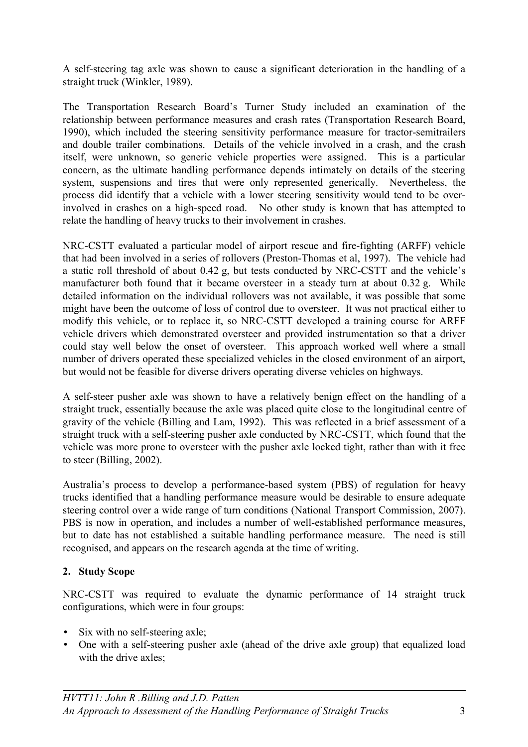A self-steering tag axle was shown to cause a significant deterioration in the handling of a straight truck (Winkler, 1989).

The Transportation Research Board's Turner Study included an examination of the relationship between performance measures and crash rates (Transportation Research Board, 1990), which included the steering sensitivity performance measure for tractor-semitrailers and double trailer combinations. Details of the vehicle involved in a crash, and the crash itself, were unknown, so generic vehicle properties were assigned. This is a particular concern, as the ultimate handling performance depends intimately on details of the steering system, suspensions and tires that were only represented generically. Nevertheless, the process did identify that a vehicle with a lower steering sensitivity would tend to be over-involved in crashes on a high-speed road. No other study is known that has attempted to relate the handling of heavy trucks to their involvement in crashes.

NRC-CSTT evaluated a particular model of airport rescue and fire-fighting (ARFF) vehicle that had been involved in a series of rollovers (Preston-Thomas et al, 1997). The vehicle had a static roll threshold of about 0.42 g, but tests conducted by NRC-CSTT and the vehicle's manufacturer both found that it became oversteer in a steady turn at about 0.32 g. While detailed information on the individual rollovers was not available, it was possible that some might have been the outcome of loss of control due to oversteer. It was not practical either to modify this vehicle, or to replace it, so NRC-CSTT developed a training course for ARFF vehicle drivers which demonstrated oversteer and provided instrumentation so that a driver could stay well below the onset of oversteer. This approach worked well where a small number of drivers operated these specialized vehicles in the closed environment of an airport, but would not be feasible for diverse drivers operating diverse vehicles on highways.

A self-steer pusher axle was shown to have a relatively benign effect on the handling of a straight truck, essentially because the axle was placed quite close to the longitudinal centre of gravity of the vehicle (Billing and Lam, 1992). This was reflected in a brief assessment of a straight truck with a self-steering pusher axle conducted by NRC-CSTT, which found that the vehicle was more prone to oversteer with the pusher axle locked tight, rather than with it free to steer (Billing, 2002).

Australia's process to develop a performance-based system (PBS) of regulation for heavy trucks identified that a handling performance measure would be desirable to ensure adequate steering control over a wide range of turn conditions (National Transport Commission, 2007). PBS is now in operation, and includes a number of well-established performance measures, but to date has not established a suitable handling performance measure. The need is still recognised, and appears on the research agenda at the time of writing.

## 2. Study Scope

NRC-CSTT was required to evaluate the dynamic performance of 14 straight truck configurations, which were in four groups:

- Six with no self-steering axle;
- One with a self-steering pusher axle (ahead of the drive axle group) that equalized load with the drive axles;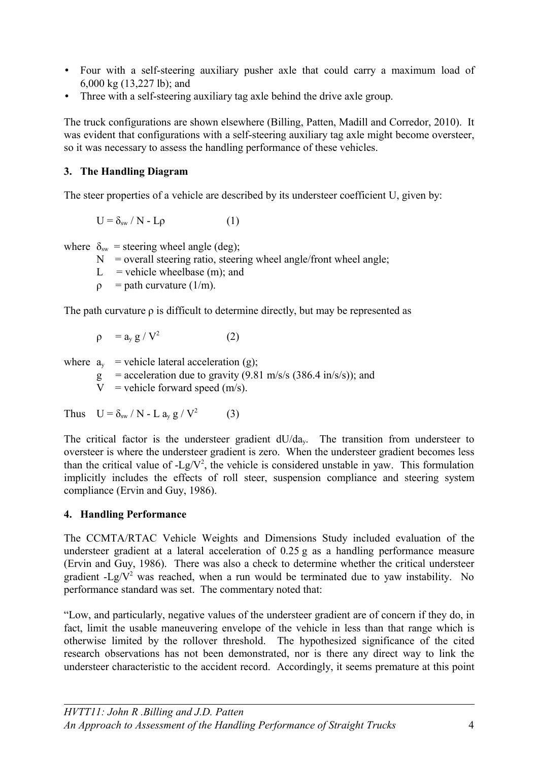- Four with a self-steering auxiliary pusher axle that could carry a maximum load of 6,000 kg (13,227 lb); and
- Three with a self-steering auxiliary tag axle behind the drive axle group.

The truck configurations are shown elsewhere (Billing, Patten, Madill and Corredor, 2010). It was evident that configurations with a self-steering auxiliary tag axle might become oversteer, so it was necessary to assess the handling performance of these vehicles.

## 3. The Handling Diagram

The steer properties of a vehicle are described by its understeer coefficient U, given by:

$$U = \delta_{sw} / N - L\rho \qquad (1)$$

where $\delta_{sw}$ = steering wheel angle (deg);
$N$ = overall steering ratio, steering wheel angle/front wheel angle;
$L$ = vehicle wheelbase (m); and
$\rho$ = path curvature (1/m).

The path curvature $\rho$ is difficult to determine directly, but may be represented as

$$\rho = a_y \, g / V^2 \qquad (2)$$

where $a_y$ = vehicle lateral acceleration (g);
$g$ = acceleration due to gravity (9.81 m/s/s (386.4 in/s/s)); and
$V$ = vehicle forward speed (m/s).

Thus $U = \delta_{sw} / N - L \, a_y \, g / V^2 \qquad (3)$

The critical factor is the understeer gradient $dU/da_y$. The transition from understeer to oversteer is where the understeer gradient is zero. When the understeer gradient becomes less than the critical value of $-Lg/V^2$, the vehicle is considered unstable in yaw. This formulation implicitly includes the effects of roll steer, suspension compliance and steering system compliance (Ervin and Guy, 1986).

## 4. Handling Performance

The CCMTA/RTAC Vehicle Weights and Dimensions Study included evaluation of the understeer gradient at a lateral acceleration of 0.25 g as a handling performance measure (Ervin and Guy, 1986). There was also a check to determine whether the critical understeer gradient $-Lg/V^2$ was reached, when a run would be terminated due to yaw instability. No performance standard was set. The commentary noted that:

"Low, and particularly, negative values of the understeer gradient are of concern if they do, in fact, limit the usable maneuvering envelope of the vehicle in less than that range which is otherwise limited by the rollover threshold. The hypothesized significance of the cited research observations has not been demonstrated, nor is there any direct way to link the understeer characteristic to the accident record. Accordingly, it seems premature at this point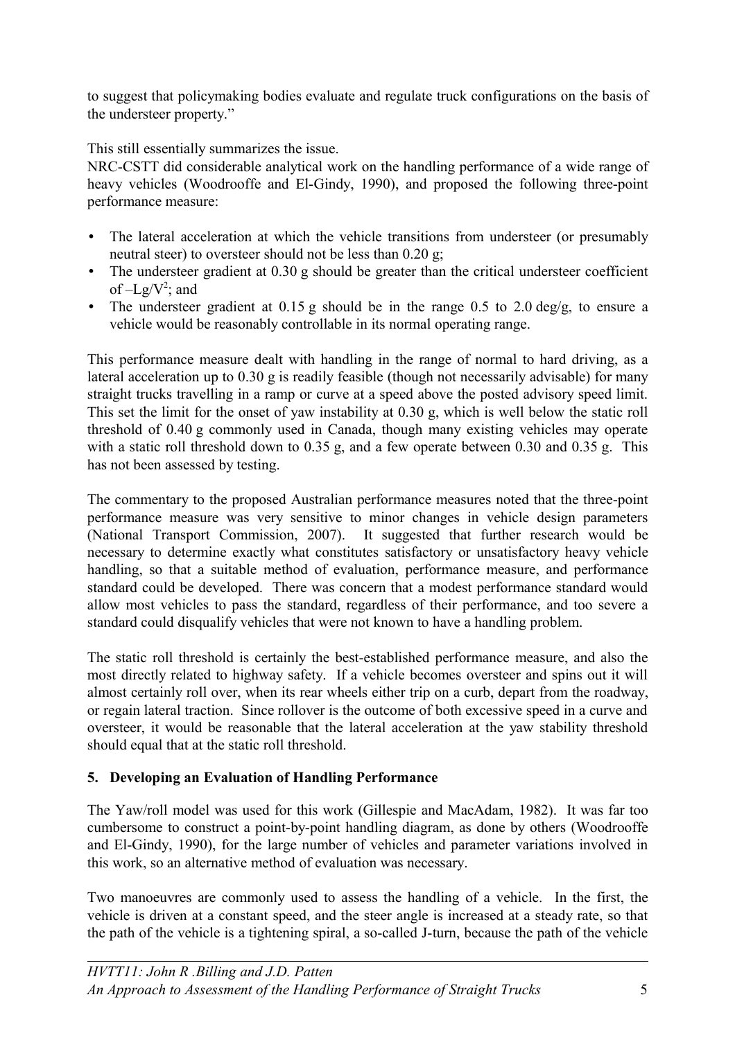to suggest that policymaking bodies evaluate and regulate truck configurations on the basis of the understeer property."

This still essentially summarizes the issue.

NRC-CSTT did considerable analytical work on the handling performance of a wide range of heavy vehicles (Woodrooffe and El-Gindy, 1990), and proposed the following three-point performance measure:

- The lateral acceleration at which the vehicle transitions from understeer (or presumably neutral steer) to oversteer should not be less than 0.20 g;
- The understeer gradient at 0.30 g should be greater than the critical understeer coefficient of $-Lg/V^2$; and
- The understeer gradient at 0.15 g should be in the range 0.5 to 2.0 deg/g, to ensure a vehicle would be reasonably controllable in its normal operating range.

This performance measure dealt with handling in the range of normal to hard driving, as a lateral acceleration up to 0.30 g is readily feasible (though not necessarily advisable) for many straight trucks travelling in a ramp or curve at a speed above the posted advisory speed limit. This set the limit for the onset of yaw instability at 0.30 g, which is well below the static roll threshold of 0.40 g commonly used in Canada, though many existing vehicles may operate with a static roll threshold down to 0.35 g, and a few operate between 0.30 and 0.35 g. This has not been assessed by testing.

The commentary to the proposed Australian performance measures noted that the three-point performance measure was very sensitive to minor changes in vehicle design parameters (National Transport Commission, 2007). It suggested that further research would be necessary to determine exactly what constitutes satisfactory or unsatisfactory heavy vehicle handling, so that a suitable method of evaluation, performance measure, and performance standard could be developed. There was concern that a modest performance standard would allow most vehicles to pass the standard, regardless of their performance, and too severe a standard could disqualify vehicles that were not known to have a handling problem.

The static roll threshold is certainly the best-established performance measure, and also the most directly related to highway safety. If a vehicle becomes oversteer and spins out it will almost certainly roll over, when its rear wheels either trip on a curb, depart from the roadway, or regain lateral traction. Since rollover is the outcome of both excessive speed in a curve and oversteer, it would be reasonable that the lateral acceleration at the yaw stability threshold should equal that at the static roll threshold.

## 5. Developing an Evaluation of Handling Performance

The Yaw/roll model was used for this work (Gillespie and MacAdam, 1982). It was far too cumbersome to construct a point-by-point handling diagram, as done by others (Woodrooffe and El-Gindy, 1990), for the large number of vehicles and parameter variations involved in this work, so an alternative method of evaluation was necessary.

Two manoeuvres are commonly used to assess the handling of a vehicle. In the first, the vehicle is driven at a constant speed, and the steer angle is increased at a steady rate, so that the path of the vehicle is a tightening spiral, a so-called J-turn, because the path of the vehicle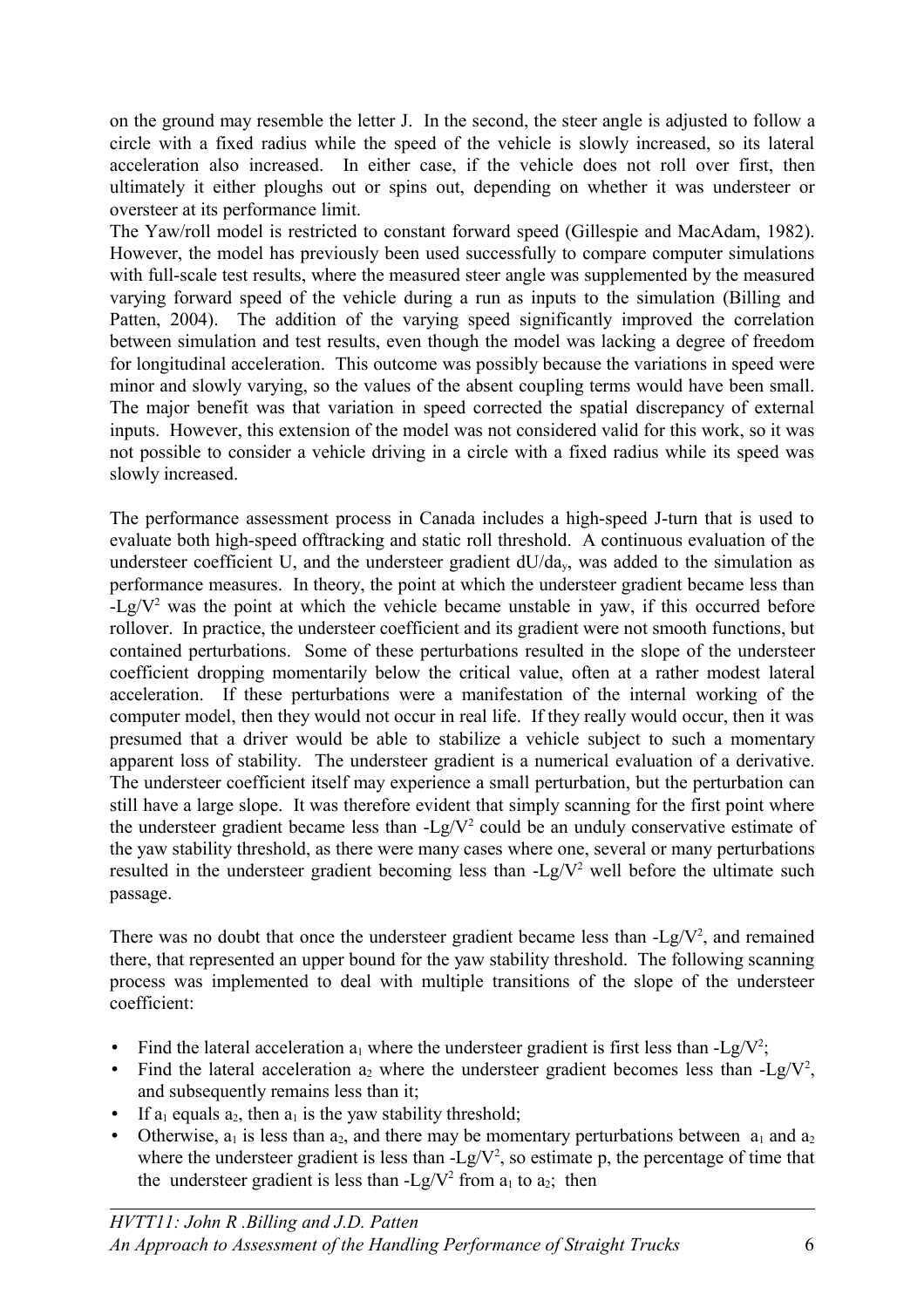on the ground may resemble the letter J. In the second, the steer angle is adjusted to follow a circle with a fixed radius while the speed of the vehicle is slowly increased, so its lateral acceleration also increased. In either case, if the vehicle does not roll over first, then ultimately it either ploughs out or spins out, depending on whether it was understeer or oversteer at its performance limit.

The Yaw/roll model is restricted to constant forward speed (Gillespie and MacAdam, 1982). However, the model has previously been used successfully to compare computer simulations with full-scale test results, where the measured steer angle was supplemented by the measured varying forward speed of the vehicle during a run as inputs to the simulation (Billing and Patten, 2004). The addition of the varying speed significantly improved the correlation between simulation and test results, even though the model was lacking a degree of freedom for longitudinal acceleration. This outcome was possibly because the variations in speed were minor and slowly varying, so the values of the absent coupling terms would have been small. The major benefit was that variation in speed corrected the spatial discrepancy of external inputs. However, this extension of the model was not considered valid for this work, so it was not possible to consider a vehicle driving in a circle with a fixed radius while its speed was slowly increased.

The performance assessment process in Canada includes a high-speed J-turn that is used to evaluate both high-speed offtracking and static roll threshold. A continuous evaluation of the understeer coefficient U, and the understeer gradient $dU/da_y$, was added to the simulation as performance measures. In theory, the point at which the understeer gradient became less than $-Lg/V^2$ was the point at which the vehicle became unstable in yaw, if this occurred before rollover. In practice, the understeer coefficient and its gradient were not smooth functions, but contained perturbations. Some of these perturbations resulted in the slope of the understeer coefficient dropping momentarily below the critical value, often at a rather modest lateral acceleration. If these perturbations were a manifestation of the internal working of the computer model, then they would not occur in real life. If they really would occur, then it was presumed that a driver would be able to stabilize a vehicle subject to such a momentary apparent loss of stability. The understeer gradient is a numerical evaluation of a derivative. The understeer coefficient itself may experience a small perturbation, but the perturbation can still have a large slope. It was therefore evident that simply scanning for the first point where the understeer gradient became less than $-Lg/V^2$ could be an unduly conservative estimate of the yaw stability threshold, as there were many cases where one, several or many perturbations resulted in the understeer gradient becoming less than $-Lg/V^2$ well before the ultimate such passage.

There was no doubt that once the understeer gradient became less than $-Lg/V^2$, and remained there, that represented an upper bound for the yaw stability threshold. The following scanning process was implemented to deal with multiple transitions of the slope of the understeer coefficient:

- Find the lateral acceleration $a_1$ where the understeer gradient is first less than $-Lg/V^2$;
- Find the lateral acceleration $a_2$ where the understeer gradient becomes less than $-Lg/V^2$, and subsequently remains less than it;
- If $a_1$ equals $a_2$, then $a_1$ is the yaw stability threshold;
- Otherwise, $a_1$ is less than $a_2$, and there may be momentary perturbations between $a_1$ and $a_2$ where the understeer gradient is less than $-Lg/V^2$, so estimate p, the percentage of time that the understeer gradient is less than $-Lg/V^2$ from $a_1$ to $a_2$; then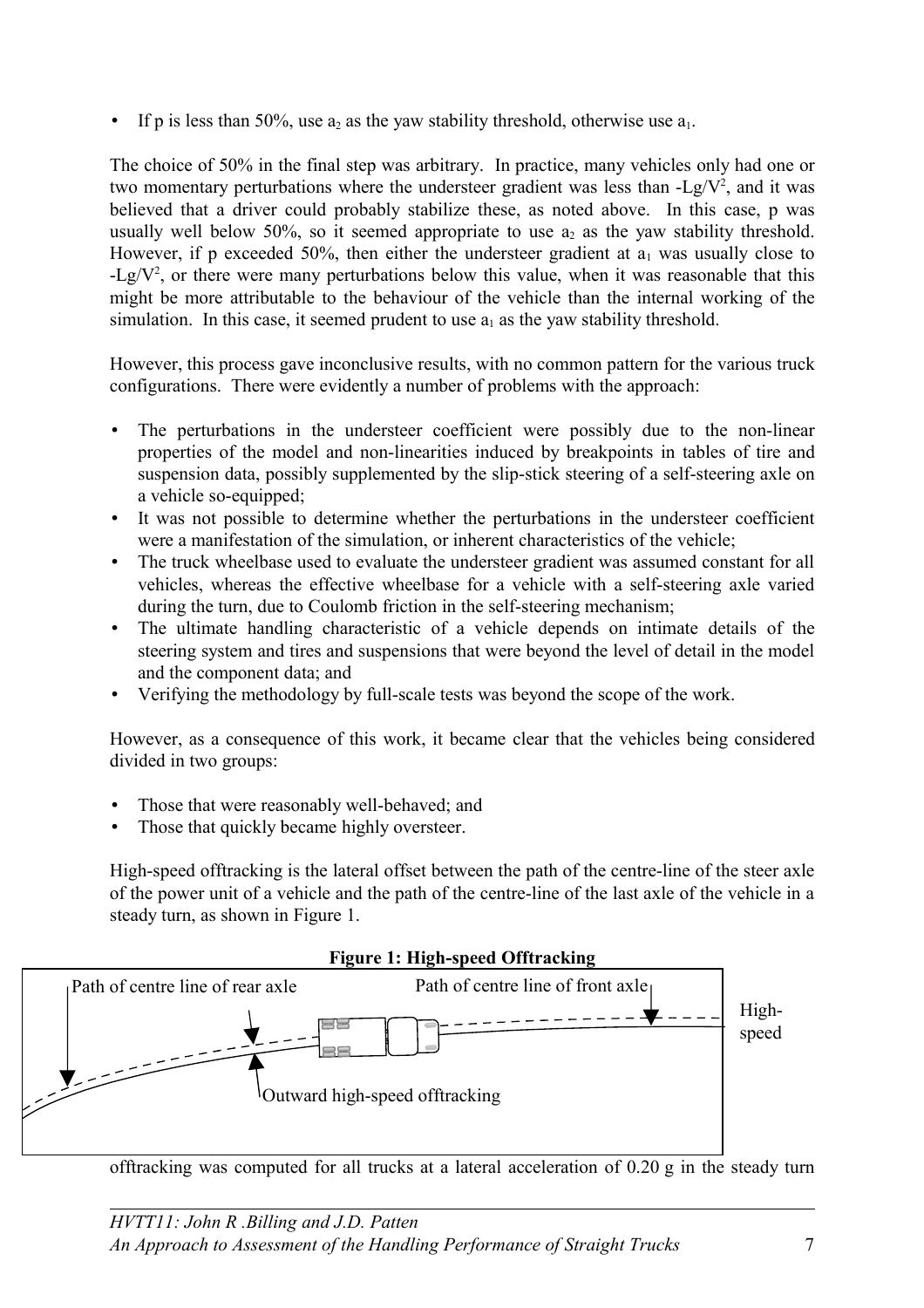- If p is less than 50%, use $a_2$ as the yaw stability threshold, otherwise use $a_1$.

The choice of 50% in the final step was arbitrary. In practice, many vehicles only had one or two momentary perturbations where the understeer gradient was less than $-Lg/V^2$, and it was believed that a driver could probably stabilize these, as noted above. In this case, p was usually well below 50%, so it seemed appropriate to use $a_2$ as the yaw stability threshold. However, if p exceeded 50%, then either the understeer gradient at $a_1$ was usually close to $-Lg/V^2$, or there were many perturbations below this value, when it was reasonable that this might be more attributable to the behaviour of the vehicle than the internal working of the simulation. In this case, it seemed prudent to use $a_1$ as the yaw stability threshold.

However, this process gave inconclusive results, with no common pattern for the various truck configurations. There were evidently a number of problems with the approach:

- The perturbations in the understeer coefficient were possibly due to the non-linear properties of the model and non-linearities induced by breakpoints in tables of tire and suspension data, possibly supplemented by the slip-stick steering of a self-steering axle on a vehicle so-equipped;
- It was not possible to determine whether the perturbations in the understeer coefficient were a manifestation of the simulation, or inherent characteristics of the vehicle;
- The truck wheelbase used to evaluate the understeer gradient was assumed constant for all vehicles, whereas the effective wheelbase for a vehicle with a self-steering axle varied during the turn, due to Coulomb friction in the self-steering mechanism;
- The ultimate handling characteristic of a vehicle depends on intimate details of the steering system and tires and suspensions that were beyond the level of detail in the model and the component data; and
- Verifying the methodology by full-scale tests was beyond the scope of the work.

However, as a consequence of this work, it became clear that the vehicles being considered divided in two groups:

- Those that were reasonably well-behaved; and
- Those that quickly became highly oversteer.

High-speed offtracking is the lateral offset between the path of the centre-line of the steer axle of the power unit of a vehicle and the path of the centre-line of the last axle of the vehicle in a steady turn, as shown in Figure 1.

**Figure 1: High-speed Offtracking**

Path of centre line of rear axle — Path of centre line of front axle — High-speed — Outward high-speed offtracking

offtracking was computed for all trucks at a lateral acceleration of 0.20 g in the steady turn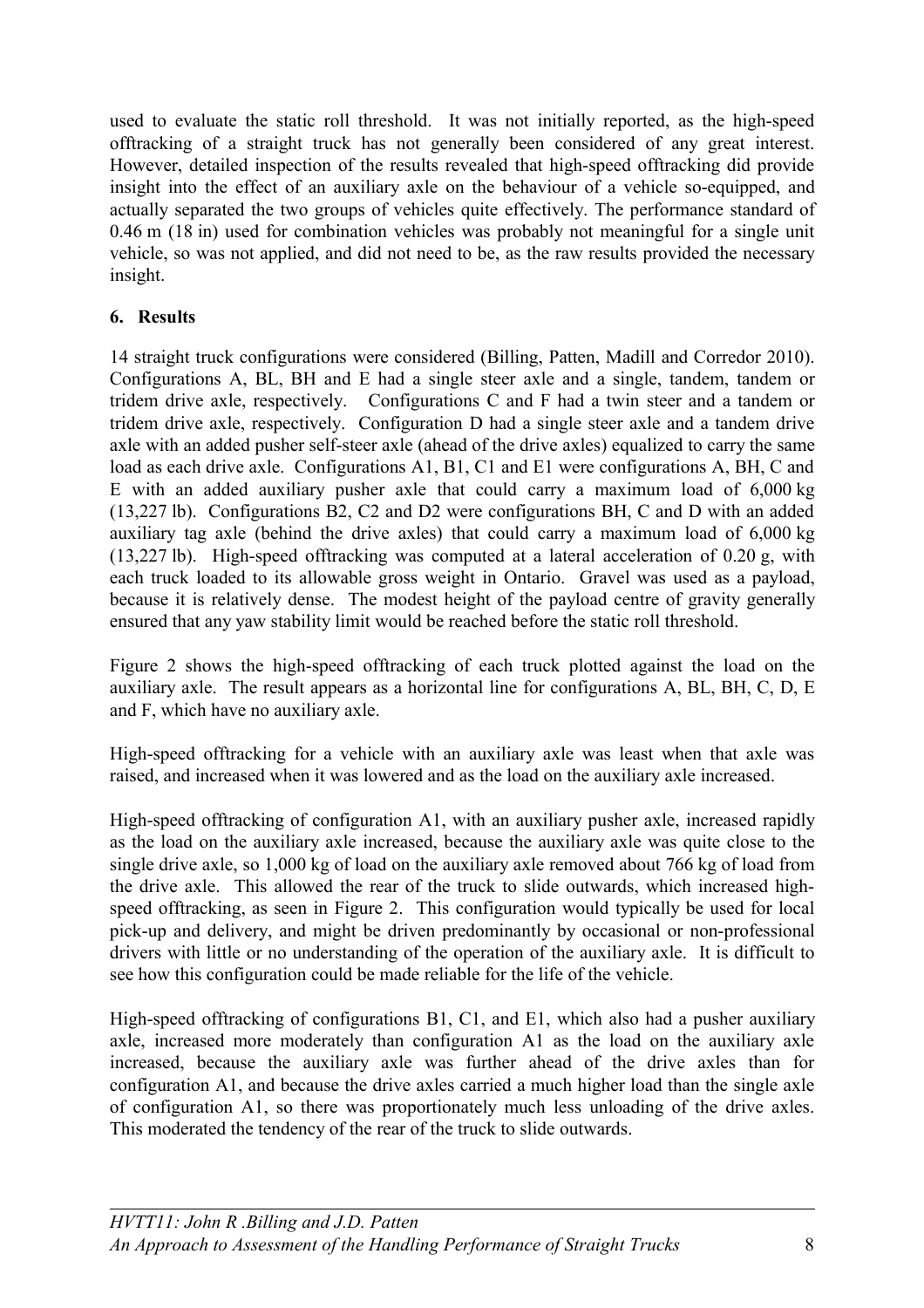used to evaluate the static roll threshold. It was not initially reported, as the high-speed offtracking of a straight truck has not generally been considered of any great interest. However, detailed inspection of the results revealed that high-speed offtracking did provide insight into the effect of an auxiliary axle on the behaviour of a vehicle so-equipped, and actually separated the two groups of vehicles quite effectively. The performance standard of 0.46 m (18 in) used for combination vehicles was probably not meaningful for a single unit vehicle, so was not applied, and did not need to be, as the raw results provided the necessary insight.

## 6. Results

14 straight truck configurations were considered (Billing, Patten, Madill and Corredor 2010). Configurations A, BL, BH and E had a single steer axle and a single, tandem, tandem or tridem drive axle, respectively. Configurations C and F had a twin steer and a tandem or tridem drive axle, respectively. Configuration D had a single steer axle and a tandem drive axle with an added pusher self-steer axle (ahead of the drive axles) equalized to carry the same load as each drive axle. Configurations A1, B1, C1 and E1 were configurations A, BH, C and E with an added auxiliary pusher axle that could carry a maximum load of 6,000 kg (13,227 lb). Configurations B2, C2 and D2 were configurations BH, C and D with an added auxiliary tag axle (behind the drive axles) that could carry a maximum load of 6,000 kg (13,227 lb). High-speed offtracking was computed at a lateral acceleration of 0.20 g, with each truck loaded to its allowable gross weight in Ontario. Gravel was used as a payload, because it is relatively dense. The modest height of the payload centre of gravity generally ensured that any yaw stability limit would be reached before the static roll threshold.

Figure 2 shows the high-speed offtracking of each truck plotted against the load on the auxiliary axle. The result appears as a horizontal line for configurations A, BL, BH, C, D, E and F, which have no auxiliary axle.

High-speed offtracking for a vehicle with an auxiliary axle was least when that axle was raised, and increased when it was lowered and as the load on the auxiliary axle increased.

High-speed offtracking of configuration A1, with an auxiliary pusher axle, increased rapidly as the load on the auxiliary axle increased, because the auxiliary axle was quite close to the single drive axle, so 1,000 kg of load on the auxiliary axle removed about 766 kg of load from the drive axle. This allowed the rear of the truck to slide outwards, which increased high-speed offtracking, as seen in Figure 2. This configuration would typically be used for local pick-up and delivery, and might be driven predominantly by occasional or non-professional drivers with little or no understanding of the operation of the auxiliary axle. It is difficult to see how this configuration could be made reliable for the life of the vehicle.

High-speed offtracking of configurations B1, C1, and E1, which also had a pusher auxiliary axle, increased more moderately than configuration A1 as the load on the auxiliary axle increased, because the auxiliary axle was further ahead of the drive axles than for configuration A1, and because the drive axles carried a much higher load than the single axle of configuration A1, so there was proportionately much less unloading of the drive axles. This moderated the tendency of the rear of the truck to slide outwards.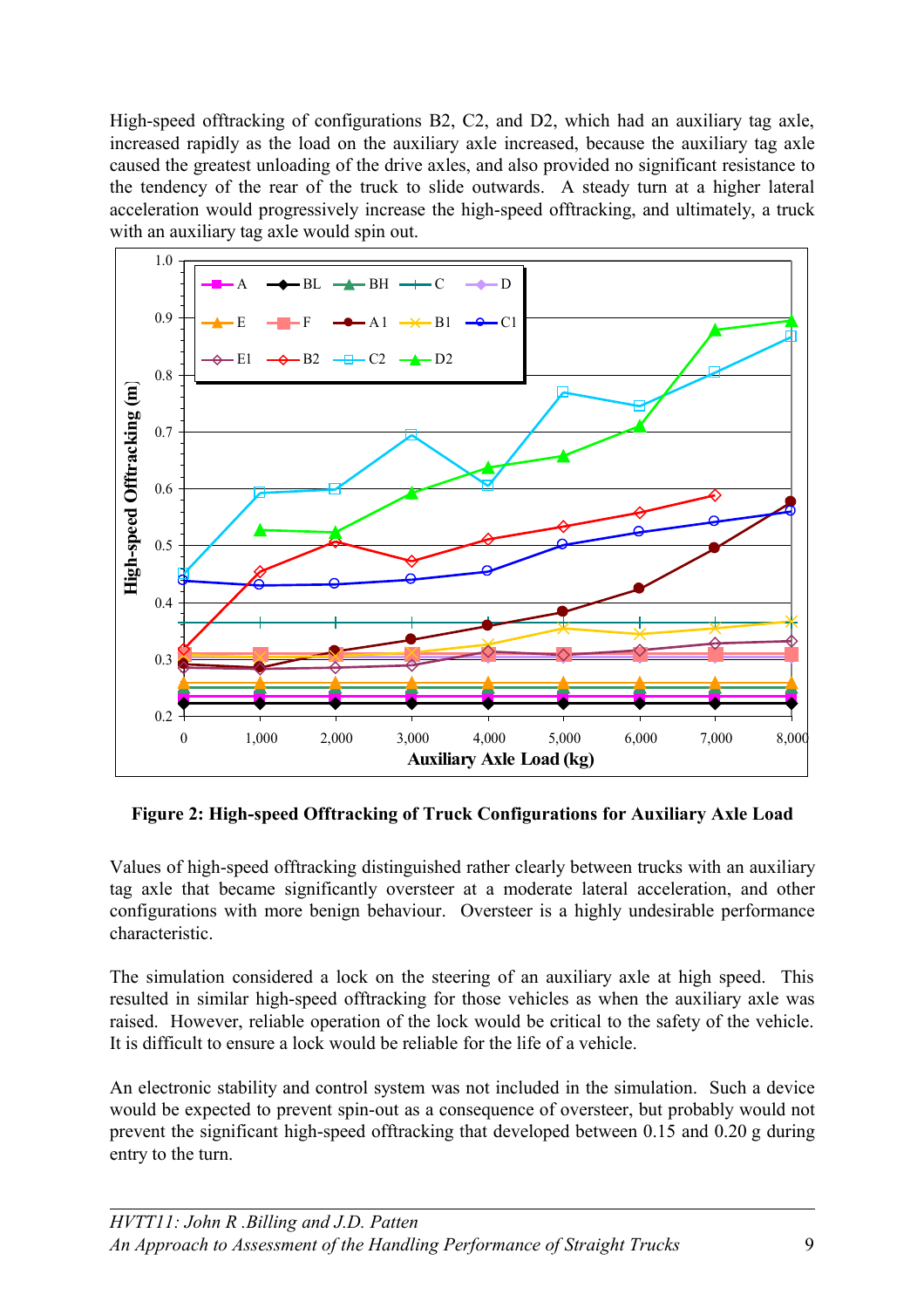High-speed offtracking of configurations B2, C2, and D2, which had an auxiliary tag axle, increased rapidly as the load on the auxiliary axle increased, because the auxiliary tag axle caused the greatest unloading of the drive axles, and also provided no significant resistance to the tendency of the rear of the truck to slide outwards. A steady turn at a higher lateral acceleration would progressively increase the high-speed offtracking, and ultimately, a truck with an auxiliary tag axle would spin out.

**Figure 2: High-speed Offtracking of Truck Configurations for Auxiliary Axle Load**

Values of high-speed offtracking distinguished rather clearly between trucks with an auxiliary tag axle that became significantly oversteer at a moderate lateral acceleration, and other configurations with more benign behaviour. Oversteer is a highly undesirable performance characteristic.

The simulation considered a lock on the steering of an auxiliary axle at high speed. This resulted in similar high-speed offtracking for those vehicles as when the auxiliary axle was raised. However, reliable operation of the lock would be critical to the safety of the vehicle. It is difficult to ensure a lock would be reliable for the life of a vehicle.

An electronic stability and control system was not included in the simulation. Such a device would be expected to prevent spin-out as a consequence of oversteer, but probably would not prevent the significant high-speed offtracking that developed between 0.15 and 0.20 g during entry to the turn.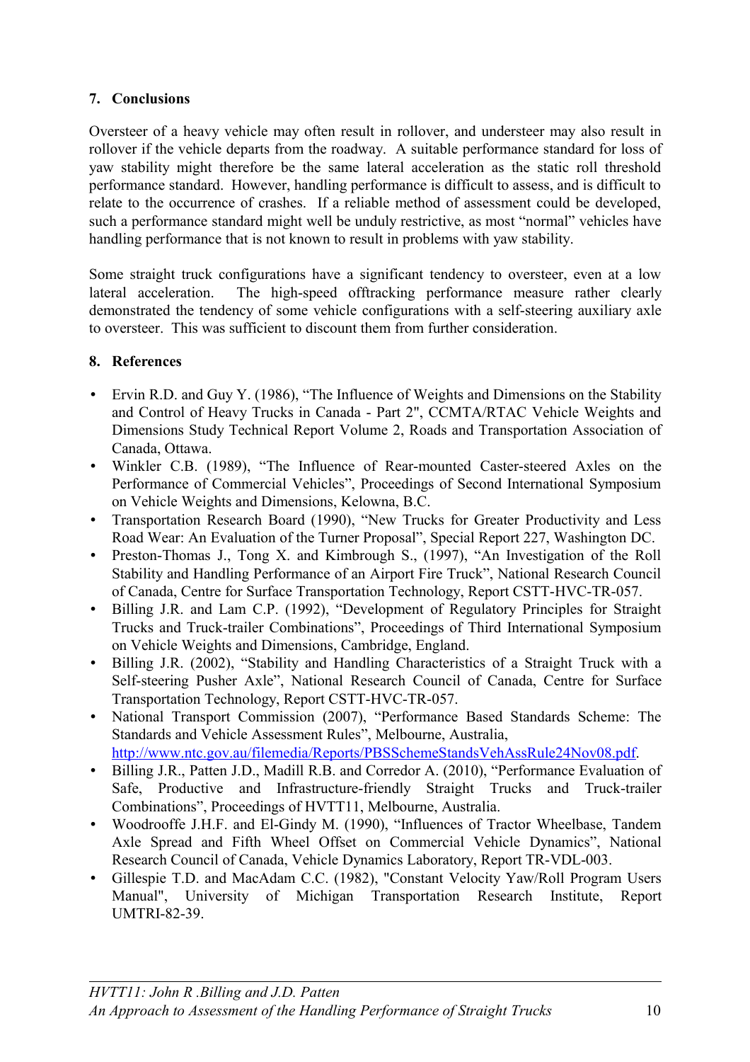## 7. Conclusions

Oversteer of a heavy vehicle may often result in rollover, and understeer may also result in rollover if the vehicle departs from the roadway. A suitable performance standard for loss of yaw stability might therefore be the same lateral acceleration as the static roll threshold performance standard. However, handling performance is difficult to assess, and is difficult to relate to the occurrence of crashes. If a reliable method of assessment could be developed, such a performance standard might well be unduly restrictive, as most "normal" vehicles have handling performance that is not known to result in problems with yaw stability.

Some straight truck configurations have a significant tendency to oversteer, even at a low lateral acceleration. The high-speed offtracking performance measure rather clearly demonstrated the tendency of some vehicle configurations with a self-steering auxiliary axle to oversteer. This was sufficient to discount them from further consideration.

## 8. References

- Ervin R.D. and Guy Y. (1986), "The Influence of Weights and Dimensions on the Stability and Control of Heavy Trucks in Canada - Part 2", CCMTA/RTAC Vehicle Weights and Dimensions Study Technical Report Volume 2, Roads and Transportation Association of Canada, Ottawa.
- Winkler C.B. (1989), "The Influence of Rear-mounted Caster-steered Axles on the Performance of Commercial Vehicles", Proceedings of Second International Symposium on Vehicle Weights and Dimensions, Kelowna, B.C.
- Transportation Research Board (1990), "New Trucks for Greater Productivity and Less Road Wear: An Evaluation of the Turner Proposal", Special Report 227, Washington DC.
- Preston-Thomas J., Tong X. and Kimbrough S., (1997), "An Investigation of the Roll Stability and Handling Performance of an Airport Fire Truck", National Research Council of Canada, Centre for Surface Transportation Technology, Report CSTT-HVC-TR-057.
- Billing J.R. and Lam C.P. (1992), "Development of Regulatory Principles for Straight Trucks and Truck-trailer Combinations", Proceedings of Third International Symposium on Vehicle Weights and Dimensions, Cambridge, England.
- Billing J.R. (2002), "Stability and Handling Characteristics of a Straight Truck with a Self-steering Pusher Axle", National Research Council of Canada, Centre for Surface Transportation Technology, Report CSTT-HVC-TR-057.
- National Transport Commission (2007), "Performance Based Standards Scheme: The Standards and Vehicle Assessment Rules", Melbourne, Australia, http://www.ntc.gov.au/filemedia/Reports/PBSSchemeStandsVehAssRule24Nov08.pdf.
- Billing J.R., Patten J.D., Madill R.B. and Corredor A. (2010), "Performance Evaluation of Safe, Productive and Infrastructure-friendly Straight Trucks and Truck-trailer Combinations", Proceedings of HVTT11, Melbourne, Australia.
- Woodrooffe J.H.F. and El-Gindy M. (1990), "Influences of Tractor Wheelbase, Tandem Axle Spread and Fifth Wheel Offset on Commercial Vehicle Dynamics", National Research Council of Canada, Vehicle Dynamics Laboratory, Report TR-VDL-003.
- Gillespie T.D. and MacAdam C.C. (1982), "Constant Velocity Yaw/Roll Program Users Manual", University of Michigan Transportation Research Institute, Report UMTRI-82-39.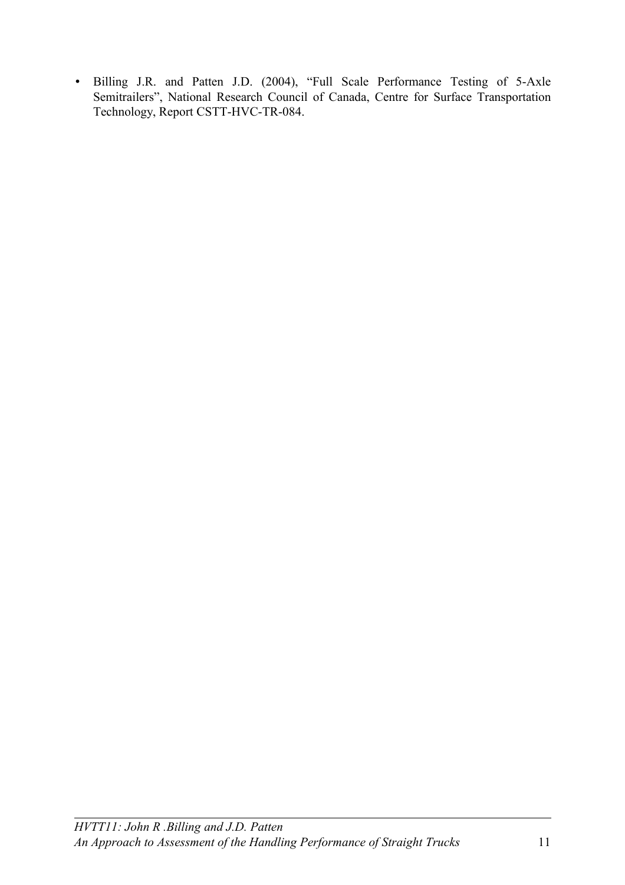- Billing J.R. and Patten J.D. (2004), "Full Scale Performance Testing of 5-Axle Semitrailers", National Research Council of Canada, Centre for Surface Transportation Technology, Report CSTT-HVC-TR-084.